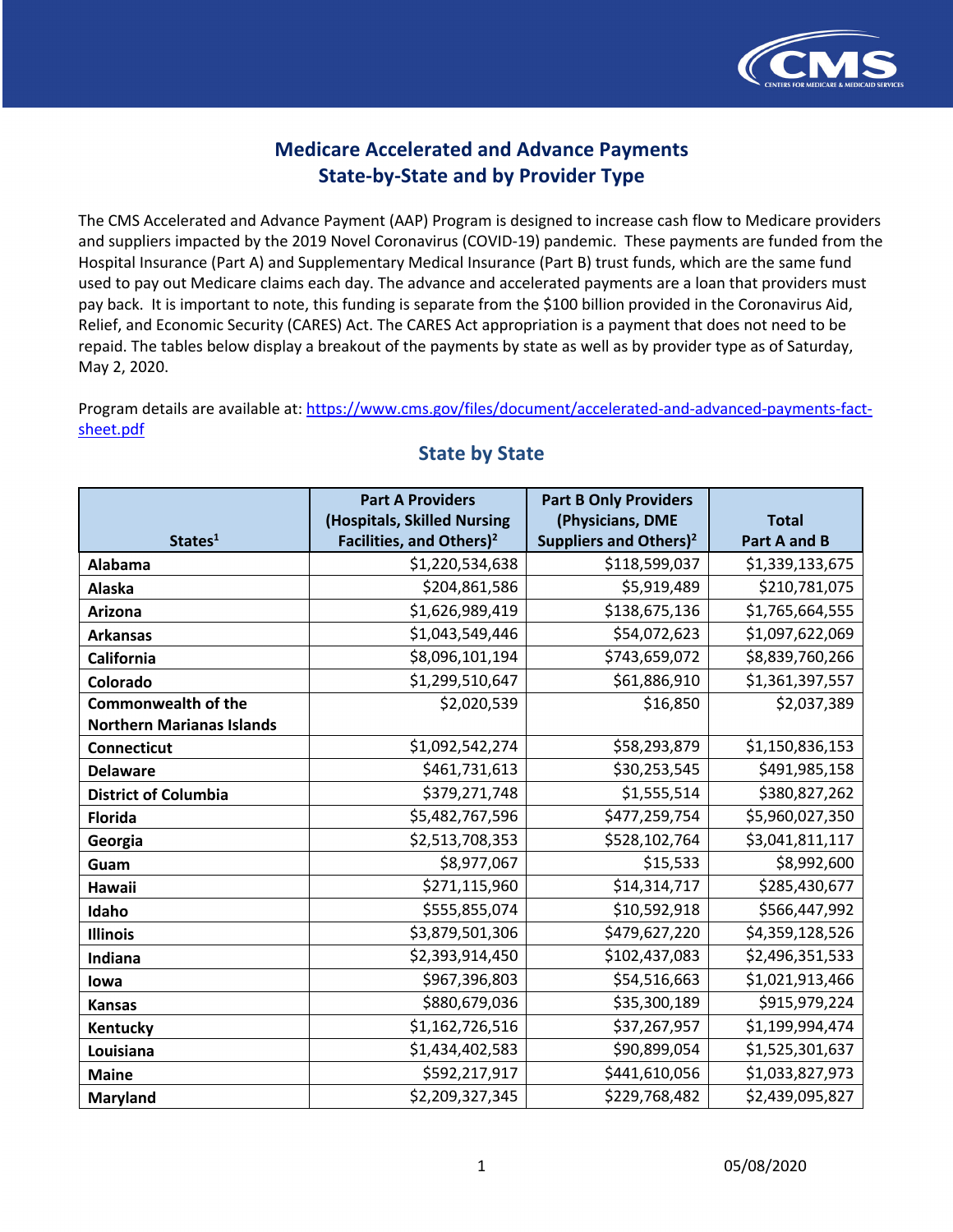# Medicare Accelerated and Advance Payments
# State-by-State and by Provider Type

The CMS Accelerated and Advance Payment (AAP) Program is designed to increase cash flow to Medicare providers and suppliers impacted by the 2019 Novel Coronavirus (COVID-19) pandemic. These payments are funded from the Hospital Insurance (Part A) and Supplementary Medical Insurance (Part B) trust funds, which are the same fund used to pay out Medicare claims each day. The advance and accelerated payments are a loan that providers must pay back. It is important to note, this funding is separate from the $100 billion provided in the Coronavirus Aid, Relief, and Economic Security (CARES) Act. The CARES Act appropriation is a payment that does not need to be repaid. The tables below display a breakout of the payments by state as well as by provider type as of Saturday, May 2, 2020.

Program details are available at: https://www.cms.gov/files/document/accelerated-and-advanced-payments-fact-sheet.pdf

## State by State

| States[1] | Part A Providers (Hospitals, Skilled Nursing Facilities, and Others)[2] | Part B Only Providers (Physicians, DME Suppliers and Others)[2] | Total Part A and B |
|---|---|---|---|
| **Alabama** | $1,220,534,638 | $118,599,037 | $1,339,133,675 |
| **Alaska** | $204,861,586 | $5,919,489 | $210,781,075 |
| **Arizona** | $1,626,989,419 | $138,675,136 | $1,765,664,555 |
| **Arkansas** | $1,043,549,446 | $54,072,623 | $1,097,622,069 |
| **California** | $8,096,101,194 | $743,659,072 | $8,839,760,266 |
| **Colorado** | $1,299,510,647 | $61,886,910 | $1,361,397,557 |
| **Commonwealth of the Northern Marianas Islands** | $2,020,539 | $16,850 | $2,037,389 |
| **Connecticut** | $1,092,542,274 | $58,293,879 | $1,150,836,153 |
| **Delaware** | $461,731,613 | $30,253,545 | $491,985,158 |
| **District of Columbia** | $379,271,748 | $1,555,514 | $380,827,262 |
| **Florida** | $5,482,767,596 | $477,259,754 | $5,960,027,350 |
| **Georgia** | $2,513,708,353 | $528,102,764 | $3,041,811,117 |
| **Guam** | $8,977,067 | $15,533 | $8,992,600 |
| **Hawaii** | $271,115,960 | $14,314,717 | $285,430,677 |
| **Idaho** | $555,855,074 | $10,592,918 | $566,447,992 |
| **Illinois** | $3,879,501,306 | $479,627,220 | $4,359,128,526 |
| **Indiana** | $2,393,914,450 | $102,437,083 | $2,496,351,533 |
| **Iowa** | $967,396,803 | $54,516,663 | $1,021,913,466 |
| **Kansas** | $880,679,036 | $35,300,189 | $915,979,224 |
| **Kentucky** | $1,162,726,516 | $37,267,957 | $1,199,994,474 |
| **Louisiana** | $1,434,402,583 | $90,899,054 | $1,525,301,637 |
| **Maine** | $592,217,917 | $441,610,056 | $1,033,827,973 |
| **Maryland** | $2,209,327,345 | $229,768,482 | $2,439,095,827 |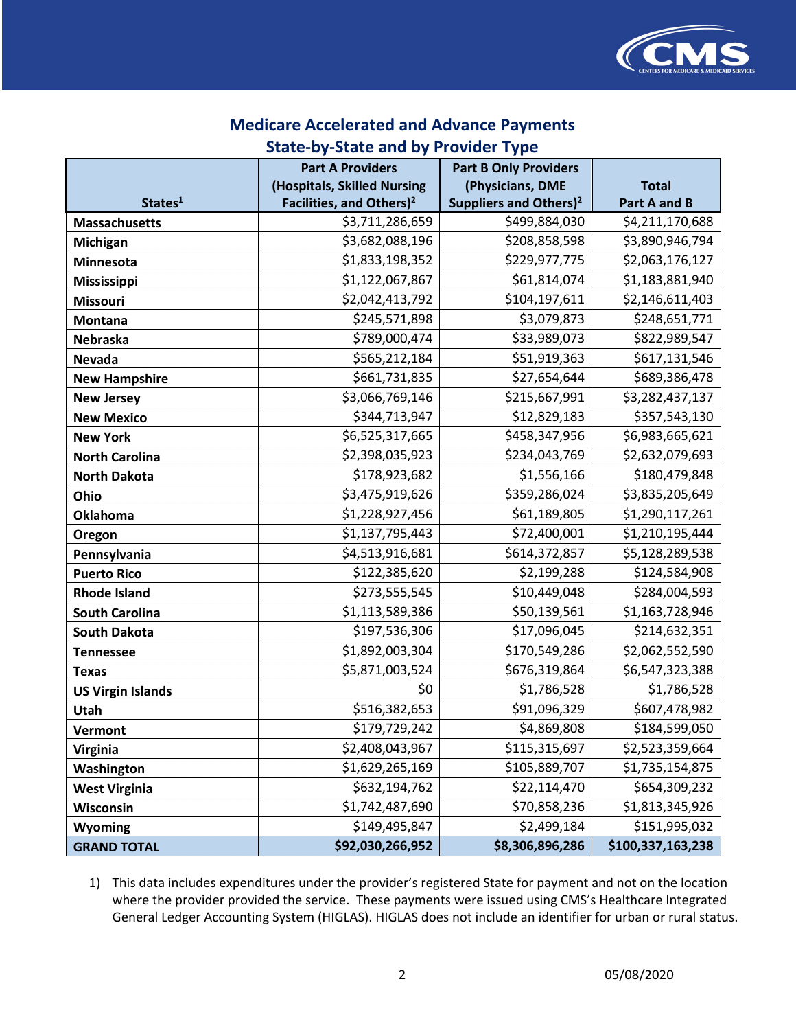## Medicare Accelerated and Advance Payments
## State-by-State and by Provider Type

| States[1] | Part A Providers (Hospitals, Skilled Nursing Facilities, and Others)[2] | Part B Only Providers (Physicians, DME Suppliers and Others)[2] | Total Part A and B |
|---|---|---|---|
| **Massachusetts** | $3,711,286,659 | $499,884,030 | $4,211,170,688 |
| **Michigan** | $3,682,088,196 | $208,858,598 | $3,890,946,794 |
| **Minnesota** | $1,833,198,352 | $229,977,775 | $2,063,176,127 |
| **Mississippi** | $1,122,067,867 | $61,814,074 | $1,183,881,940 |
| **Missouri** | $2,042,413,792 | $104,197,611 | $2,146,611,403 |
| **Montana** | $245,571,898 | $3,079,873 | $248,651,771 |
| **Nebraska** | $789,000,474 | $33,989,073 | $822,989,547 |
| **Nevada** | $565,212,184 | $51,919,363 | $617,131,546 |
| **New Hampshire** | $661,731,835 | $27,654,644 | $689,386,478 |
| **New Jersey** | $3,066,769,146 | $215,667,991 | $3,282,437,137 |
| **New Mexico** | $344,713,947 | $12,829,183 | $357,543,130 |
| **New York** | $6,525,317,665 | $458,347,956 | $6,983,665,621 |
| **North Carolina** | $2,398,035,923 | $234,043,769 | $2,632,079,693 |
| **North Dakota** | $178,923,682 | $1,556,166 | $180,479,848 |
| **Ohio** | $3,475,919,626 | $359,286,024 | $3,835,205,649 |
| **Oklahoma** | $1,228,927,456 | $61,189,805 | $1,290,117,261 |
| **Oregon** | $1,137,795,443 | $72,400,001 | $1,210,195,444 |
| **Pennsylvania** | $4,513,916,681 | $614,372,857 | $5,128,289,538 |
| **Puerto Rico** | $122,385,620 | $2,199,288 | $124,584,908 |
| **Rhode Island** | $273,555,545 | $10,449,048 | $284,004,593 |
| **South Carolina** | $1,113,589,386 | $50,139,561 | $1,163,728,946 |
| **South Dakota** | $197,536,306 | $17,096,045 | $214,632,351 |
| **Tennessee** | $1,892,003,304 | $170,549,286 | $2,062,552,590 |
| **Texas** | $5,871,003,524 | $676,319,864 | $6,547,323,388 |
| **US Virgin Islands** | $0 | $1,786,528 | $1,786,528 |
| **Utah** | $516,382,653 | $91,096,329 | $607,478,982 |
| **Vermont** | $179,729,242 | $4,869,808 | $184,599,050 |
| **Virginia** | $2,408,043,967 | $115,315,697 | $2,523,359,664 |
| **Washington** | $1,629,265,169 | $105,889,707 | $1,735,154,875 |
| **West Virginia** | $632,194,762 | $22,114,470 | $654,309,232 |
| **Wisconsin** | $1,742,487,690 | $70,858,236 | $1,813,345,926 |
| **Wyoming** | $149,495,847 | $2,499,184 | $151,995,032 |
| **GRAND TOTAL** | **$92,030,266,952** | **$8,306,896,286** | **$100,337,163,238** |

1) This data includes expenditures under the provider's registered State for payment and not on the location where the provider provided the service. These payments were issued using CMS's Healthcare Integrated General Ledger Accounting System (HIGLAS). HIGLAS does not include an identifier for urban or rural status.

05/08/2020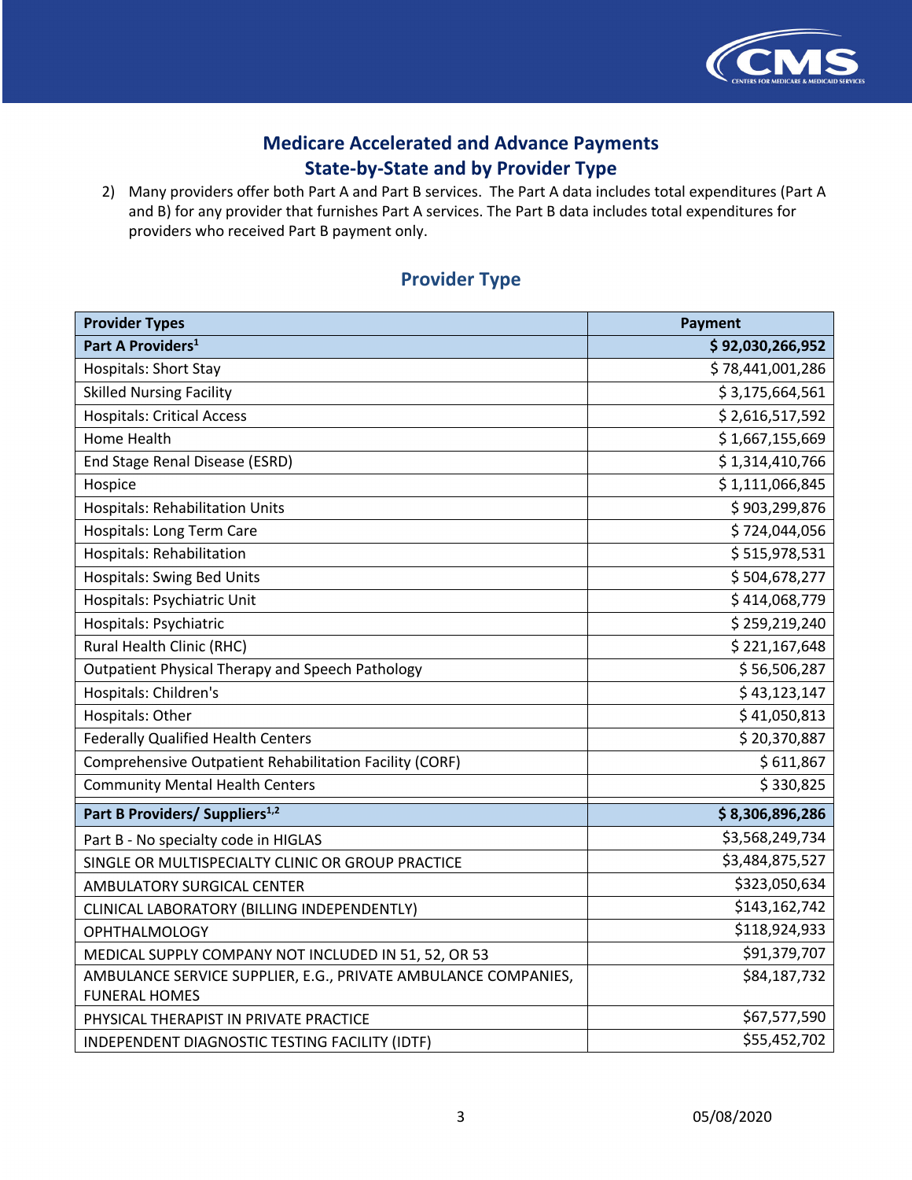## Medicare Accelerated and Advance Payments State-by-State and by Provider Type

2) Many providers offer both Part A and Part B services. The Part A data includes total expenditures (Part A and B) for any provider that furnishes Part A services. The Part B data includes total expenditures for providers who received Part B payment only.

### Provider Type

| Provider Types | Payment |
|---|---|
| **Part A Providers[1]** | **$ 92,030,266,952** |
| Hospitals: Short Stay | $ 78,441,001,286 |
| Skilled Nursing Facility | $ 3,175,664,561 |
| Hospitals: Critical Access | $ 2,616,517,592 |
| Home Health | $ 1,667,155,669 |
| End Stage Renal Disease (ESRD) | $ 1,314,410,766 |
| Hospice | $ 1,111,066,845 |
| Hospitals: Rehabilitation Units | $ 903,299,876 |
| Hospitals: Long Term Care | $ 724,044,056 |
| Hospitals: Rehabilitation | $ 515,978,531 |
| Hospitals: Swing Bed Units | $ 504,678,277 |
| Hospitals: Psychiatric Unit | $ 414,068,779 |
| Hospitals: Psychiatric | $ 259,219,240 |
| Rural Health Clinic (RHC) | $ 221,167,648 |
| Outpatient Physical Therapy and Speech Pathology | $ 56,506,287 |
| Hospitals: Children's | $ 43,123,147 |
| Hospitals: Other | $ 41,050,813 |
| Federally Qualified Health Centers | $ 20,370,887 |
| Comprehensive Outpatient Rehabilitation Facility (CORF) | $ 611,867 |
| Community Mental Health Centers | $ 330,825 |
| **Part B Providers/ Suppliers[1,2]** | **$ 8,306,896,286** |
| Part B - No specialty code in HIGLAS | $3,568,249,734 |
| SINGLE OR MULTISPECIALTY CLINIC OR GROUP PRACTICE | $3,484,875,527 |
| AMBULATORY SURGICAL CENTER | $323,050,634 |
| CLINICAL LABORATORY (BILLING INDEPENDENTLY) | $143,162,742 |
| OPHTHALMOLOGY | $118,924,933 |
| MEDICAL SUPPLY COMPANY NOT INCLUDED IN 51, 52, OR 53 | $91,379,707 |
| AMBULANCE SERVICE SUPPLIER, E.G., PRIVATE AMBULANCE COMPANIES, FUNERAL HOMES | $84,187,732 |
| PHYSICAL THERAPIST IN PRIVATE PRACTICE | $67,577,590 |
| INDEPENDENT DIAGNOSTIC TESTING FACILITY (IDTF) | $55,452,702 |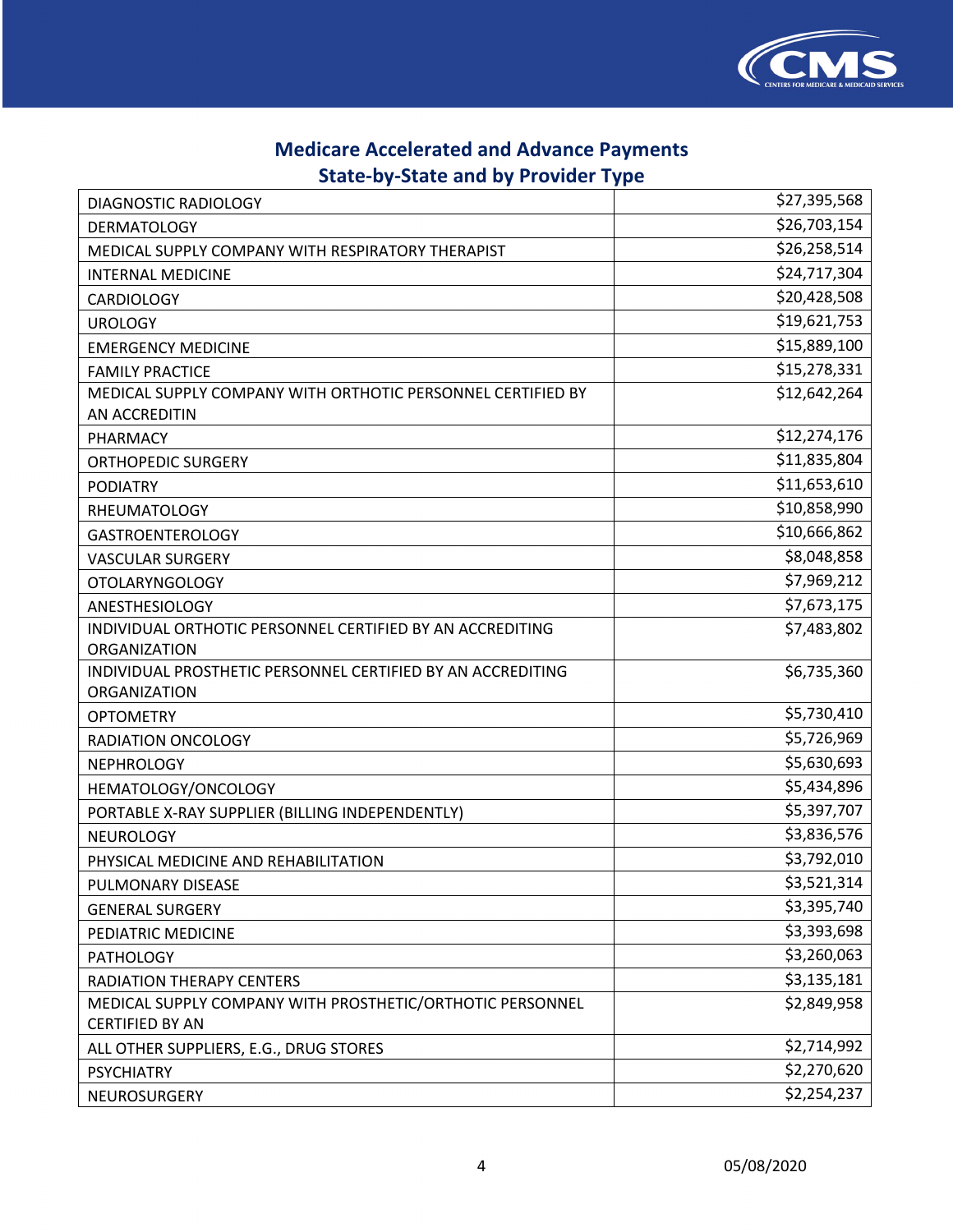## Medicare Accelerated and Advance Payments
## State-by-State and by Provider Type

| | |
|---|---|
| DIAGNOSTIC RADIOLOGY | $27,395,568 |
| DERMATOLOGY | $26,703,154 |
| MEDICAL SUPPLY COMPANY WITH RESPIRATORY THERAPIST | $26,258,514 |
| INTERNAL MEDICINE | $24,717,304 |
| CARDIOLOGY | $20,428,508 |
| UROLOGY | $19,621,753 |
| EMERGENCY MEDICINE | $15,889,100 |
| FAMILY PRACTICE | $15,278,331 |
| MEDICAL SUPPLY COMPANY WITH ORTHOTIC PERSONNEL CERTIFIED BY AN ACCREDITIN | $12,642,264 |
| PHARMACY | $12,274,176 |
| ORTHOPEDIC SURGERY | $11,835,804 |
| PODIATRY | $11,653,610 |
| RHEUMATOLOGY | $10,858,990 |
| GASTROENTEROLOGY | $10,666,862 |
| VASCULAR SURGERY | $8,048,858 |
| OTOLARYNGOLOGY | $7,969,212 |
| ANESTHESIOLOGY | $7,673,175 |
| INDIVIDUAL ORTHOTIC PERSONNEL CERTIFIED BY AN ACCREDITING ORGANIZATION | $7,483,802 |
| INDIVIDUAL PROSTHETIC PERSONNEL CERTIFIED BY AN ACCREDITING ORGANIZATION | $6,735,360 |
| OPTOMETRY | $5,730,410 |
| RADIATION ONCOLOGY | $5,726,969 |
| NEPHROLOGY | $5,630,693 |
| HEMATOLOGY/ONCOLOGY | $5,434,896 |
| PORTABLE X-RAY SUPPLIER (BILLING INDEPENDENTLY) | $5,397,707 |
| NEUROLOGY | $3,836,576 |
| PHYSICAL MEDICINE AND REHABILITATION | $3,792,010 |
| PULMONARY DISEASE | $3,521,314 |
| GENERAL SURGERY | $3,395,740 |
| PEDIATRIC MEDICINE | $3,393,698 |
| PATHOLOGY | $3,260,063 |
| RADIATION THERAPY CENTERS | $3,135,181 |
| MEDICAL SUPPLY COMPANY WITH PROSTHETIC/ORTHOTIC PERSONNEL CERTIFIED BY AN | $2,849,958 |
| ALL OTHER SUPPLIERS, E.G., DRUG STORES | $2,714,992 |
| PSYCHIATRY | $2,270,620 |
| NEUROSURGERY | $2,254,237 |

05/08/2020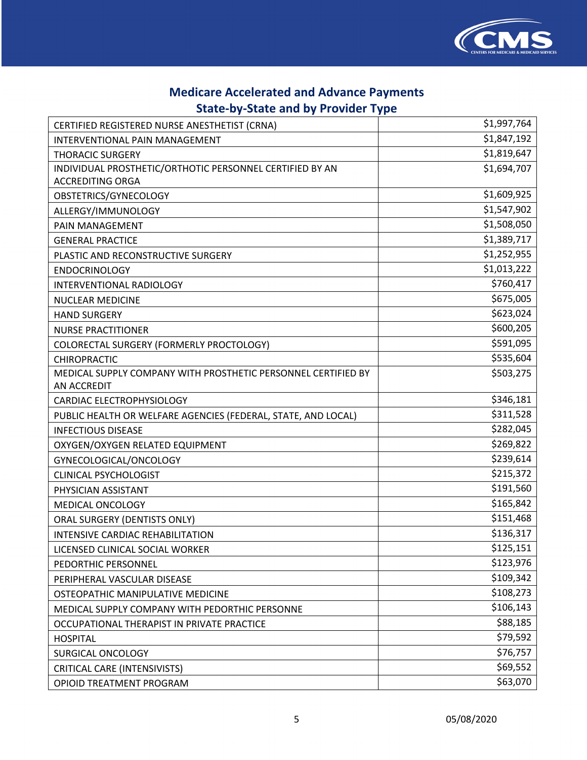## Medicare Accelerated and Advance Payments
## State-by-State and by Provider Type

| | |
|---|---|
| CERTIFIED REGISTERED NURSE ANESTHETIST (CRNA) | $1,997,764 |
| INTERVENTIONAL PAIN MANAGEMENT | $1,847,192 |
| THORACIC SURGERY | $1,819,647 |
| INDIVIDUAL PROSTHETIC/ORTHOTIC PERSONNEL CERTIFIED BY AN ACCREDITING ORGA | $1,694,707 |
| OBSTETRICS/GYNECOLOGY | $1,609,925 |
| ALLERGY/IMMUNOLOGY | $1,547,902 |
| PAIN MANAGEMENT | $1,508,050 |
| GENERAL PRACTICE | $1,389,717 |
| PLASTIC AND RECONSTRUCTIVE SURGERY | $1,252,955 |
| ENDOCRINOLOGY | $1,013,222 |
| INTERVENTIONAL RADIOLOGY | $760,417 |
| NUCLEAR MEDICINE | $675,005 |
| HAND SURGERY | $623,024 |
| NURSE PRACTITIONER | $600,205 |
| COLORECTAL SURGERY (FORMERLY PROCTOLOGY) | $591,095 |
| CHIROPRACTIC | $535,604 |
| MEDICAL SUPPLY COMPANY WITH PROSTHETIC PERSONNEL CERTIFIED BY AN ACCREDIT | $503,275 |
| CARDIAC ELECTROPHYSIOLOGY | $346,181 |
| PUBLIC HEALTH OR WELFARE AGENCIES (FEDERAL, STATE, AND LOCAL) | $311,528 |
| INFECTIOUS DISEASE | $282,045 |
| OXYGEN/OXYGEN RELATED EQUIPMENT | $269,822 |
| GYNECOLOGICAL/ONCOLOGY | $239,614 |
| CLINICAL PSYCHOLOGIST | $215,372 |
| PHYSICIAN ASSISTANT | $191,560 |
| MEDICAL ONCOLOGY | $165,842 |
| ORAL SURGERY (DENTISTS ONLY) | $151,468 |
| INTENSIVE CARDIAC REHABILITATION | $136,317 |
| LICENSED CLINICAL SOCIAL WORKER | $125,151 |
| PEDORTHIC PERSONNEL | $123,976 |
| PERIPHERAL VASCULAR DISEASE | $109,342 |
| OSTEOPATHIC MANIPULATIVE MEDICINE | $108,273 |
| MEDICAL SUPPLY COMPANY WITH PEDORTHIC PERSONNE | $106,143 |
| OCCUPATIONAL THERAPIST IN PRIVATE PRACTICE | $88,185 |
| HOSPITAL | $79,592 |
| SURGICAL ONCOLOGY | $76,757 |
| CRITICAL CARE (INTENSIVISTS) | $69,552 |
| OPIOID TREATMENT PROGRAM | $63,070 |

05/08/2020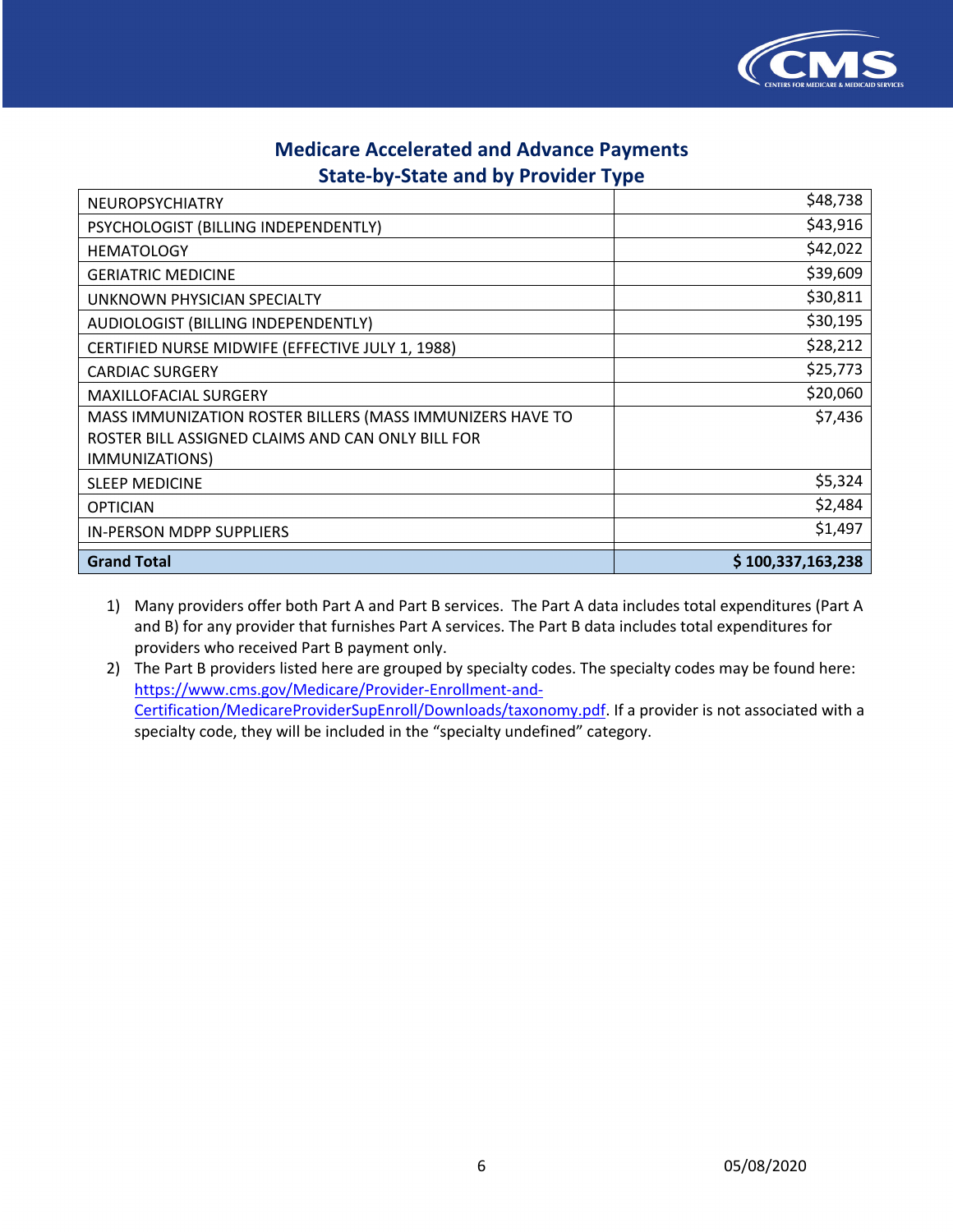## Medicare Accelerated and Advance Payments
## State-by-State and by Provider Type

| | |
|---|---|
| NEUROPSYCHIATRY | $48,738 |
| PSYCHOLOGIST (BILLING INDEPENDENTLY) | $43,916 |
| HEMATOLOGY | $42,022 |
| GERIATRIC MEDICINE | $39,609 |
| UNKNOWN PHYSICIAN SPECIALTY | $30,811 |
| AUDIOLOGIST (BILLING INDEPENDENTLY) | $30,195 |
| CERTIFIED NURSE MIDWIFE (EFFECTIVE JULY 1, 1988) | $28,212 |
| CARDIAC SURGERY | $25,773 |
| MAXILLOFACIAL SURGERY | $20,060 |
| MASS IMMUNIZATION ROSTER BILLERS (MASS IMMUNIZERS HAVE TO ROSTER BILL ASSIGNED CLAIMS AND CAN ONLY BILL FOR IMMUNIZATIONS) | $7,436 |
| SLEEP MEDICINE | $5,324 |
| OPTICIAN | $2,484 |
| IN-PERSON MDPP SUPPLIERS | $1,497 |
| | |
| **Grand Total** | **$ 100,337,163,238** |

1) Many providers offer both Part A and Part B services. The Part A data includes total expenditures (Part A and B) for any provider that furnishes Part A services. The Part B data includes total expenditures for providers who received Part B payment only.
2) The Part B providers listed here are grouped by specialty codes. The specialty codes may be found here: https://www.cms.gov/Medicare/Provider-Enrollment-and-Certification/MedicareProviderSupEnroll/Downloads/taxonomy.pdf. If a provider is not associated with a specialty code, they will be included in the "specialty undefined" category.

05/08/2020